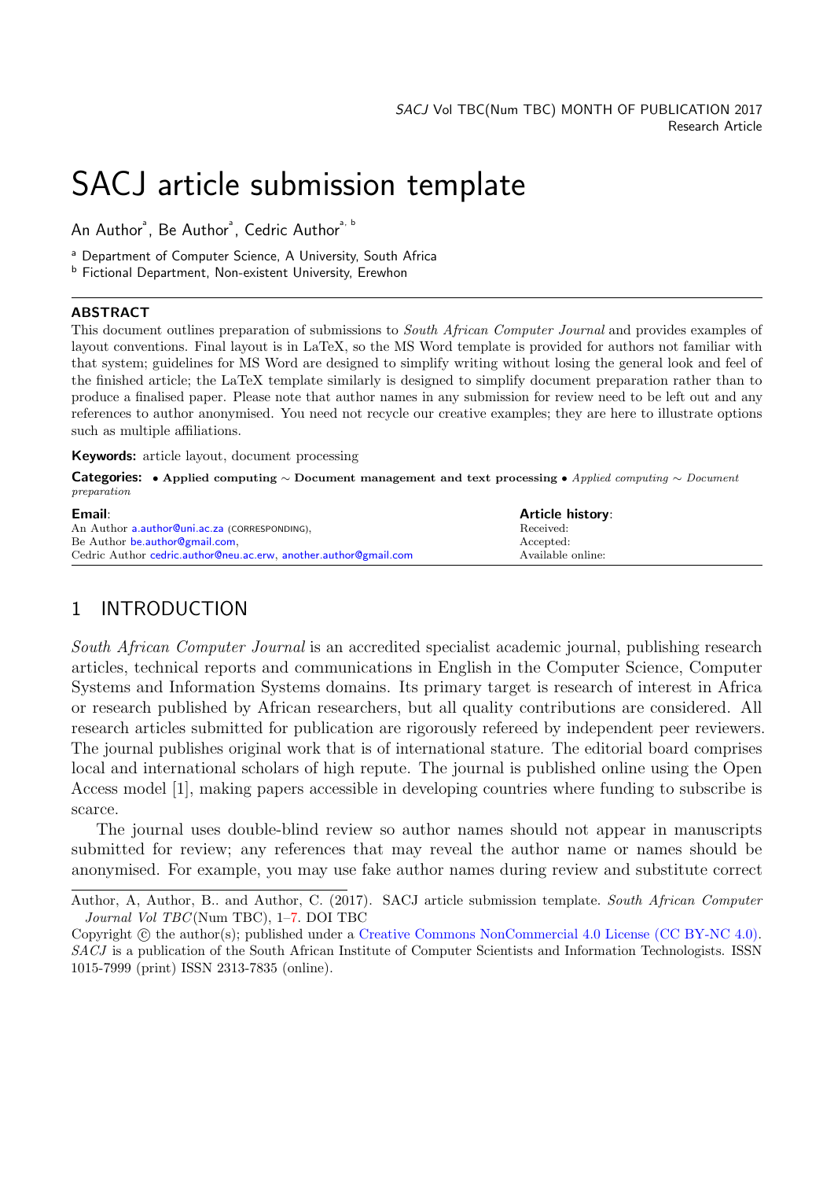# SACJ article submission template

An Author[a], Be Author[a], Cedric Author[a, b]

[a] Department of Computer Science, A University, South Africa
[b] Fictional Department, Non-existent University, Erewhon

---

**ABSTRACT**

This document outlines preparation of submissions to *South African Computer Journal* and provides examples of layout conventions. Final layout is in LaTeX, so the MS Word template is provided for authors not familiar with that system; guidelines for MS Word are designed to simplify writing without losing the general look and feel of the finished article; the LaTeX template similarly is designed to simplify document preparation rather than to produce a finalised paper. Please note that author names in any submission for review need to be left out and any references to author anonymised. You need not recycle our creative examples; they are here to illustrate options such as multiple affiliations.

**Keywords:** article layout, document processing

**Categories:** • **Applied computing ~ Document management and text processing** • *Applied computing ~ Document preparation*

**Email**:
An Author a.author@uni.ac.za (CORRESPONDING),
Be Author be.author@gmail.com,
Cedric Author cedric.author@neu.ac.erw, another.author@gmail.com

**Article history**:
Received:
Accepted:
Available online:

---

## 1 INTRODUCTION

*South African Computer Journal* is an accredited specialist academic journal, publishing research articles, technical reports and communications in English in the Computer Science, Computer Systems and Information Systems domains. Its primary target is research of interest in Africa or research published by African researchers, but all quality contributions are considered. All research articles submitted for publication are rigorously refereed by independent peer reviewers. The journal publishes original work that is of international stature. The editorial board comprises local and international scholars of high repute. The journal is published online using the Open Access model [1], making papers accessible in developing countries where funding to subscribe is scarce.

The journal uses double-blind review so author names should not appear in manuscripts submitted for review; any references that may reveal the author name or names should be anonymised. For example, you may use fake author names during review and substitute correct

---

Author, A, Author, B.. and Author, C. (2017). SACJ article submission template. *South African Computer Journal Vol TBC*(Num TBC), 1–7. DOI TBC

Copyright © the author(s); published under a Creative Commons NonCommercial 4.0 License (CC BY-NC 4.0).
*SACJ* is a publication of the South African Institute of Computer Scientists and Information Technologists. ISSN 1015-7999 (print) ISSN 2313-7835 (online).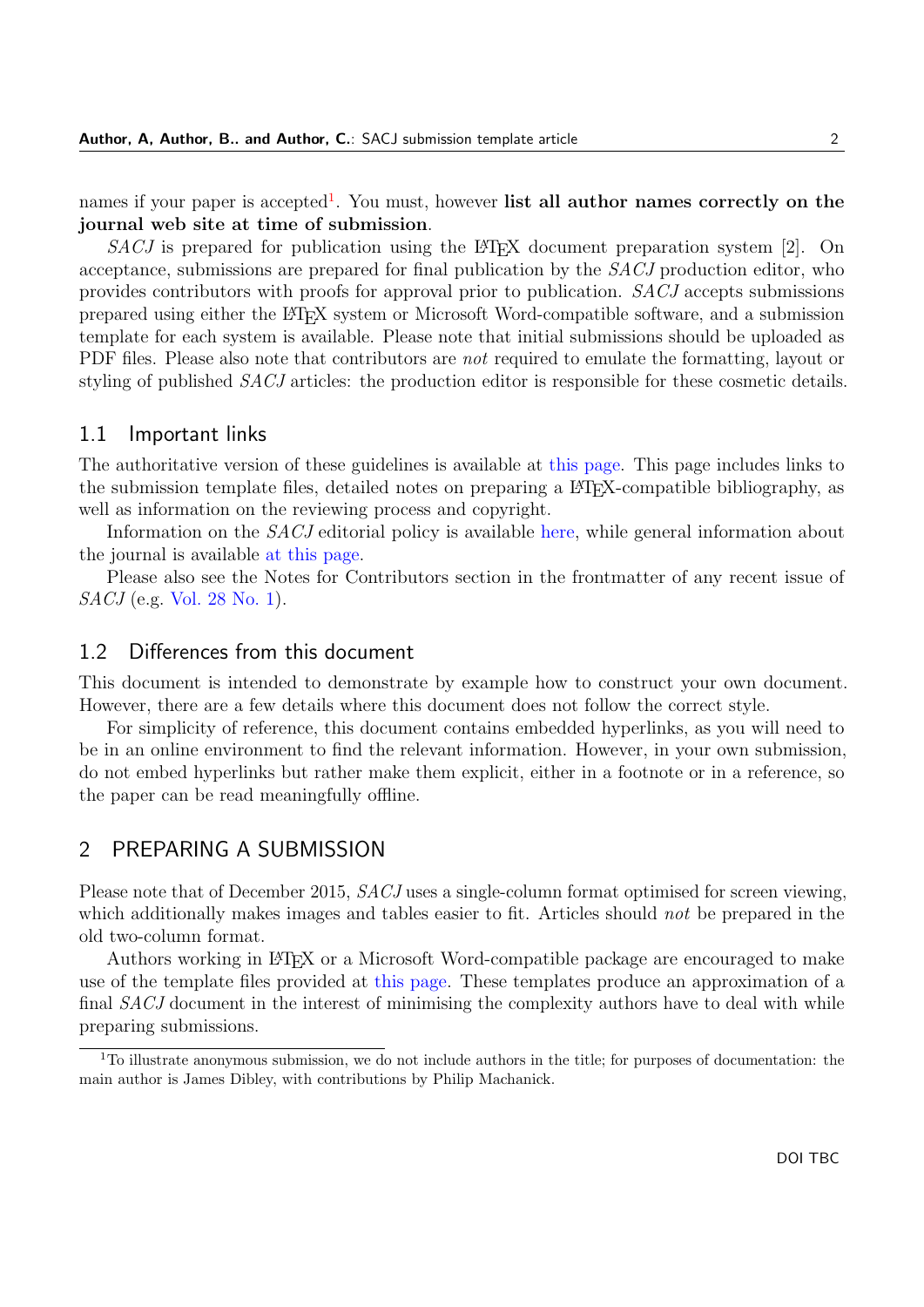names if your paper is accepted[1]. You must, however **list all author names correctly on the journal web site at time of submission**.

*SACJ* is prepared for publication using the LaTeX document preparation system [2]. On acceptance, submissions are prepared for final publication by the *SACJ* production editor, who provides contributors with proofs for approval prior to publication. *SACJ* accepts submissions prepared using either the LaTeX system or Microsoft Word-compatible software, and a submission template for each system is available. Please note that initial submissions should be uploaded as PDF files. Please also note that contributors are *not* required to emulate the formatting, layout or styling of published *SACJ* articles: the production editor is responsible for these cosmetic details.

### 1.1 Important links

The authoritative version of these guidelines is available at this page. This page includes links to the submission template files, detailed notes on preparing a LaTeX-compatible bibliography, as well as information on the reviewing process and copyright.

Information on the *SACJ* editorial policy is available here, while general information about the journal is available at this page.

Please also see the Notes for Contributors section in the frontmatter of any recent issue of *SACJ* (e.g. Vol. 28 No. 1).

### 1.2 Differences from this document

This document is intended to demonstrate by example how to construct your own document. However, there are a few details where this document does not follow the correct style.

For simplicity of reference, this document contains embedded hyperlinks, as you will need to be in an online environment to find the relevant information. However, in your own submission, do not embed hyperlinks but rather make them explicit, either in a footnote or in a reference, so the paper can be read meaningfully offline.

## 2 PREPARING A SUBMISSION

Please note that of December 2015, *SACJ* uses a single-column format optimised for screen viewing, which additionally makes images and tables easier to fit. Articles should *not* be prepared in the old two-column format.

Authors working in LaTeX or a Microsoft Word-compatible package are encouraged to make use of the template files provided at this page. These templates produce an approximation of a final *SACJ* document in the interest of minimising the complexity authors have to deal with while preparing submissions.

[1] To illustrate anonymous submission, we do not include authors in the title; for purposes of documentation: the main author is James Dibley, with contributions by Philip Machanick.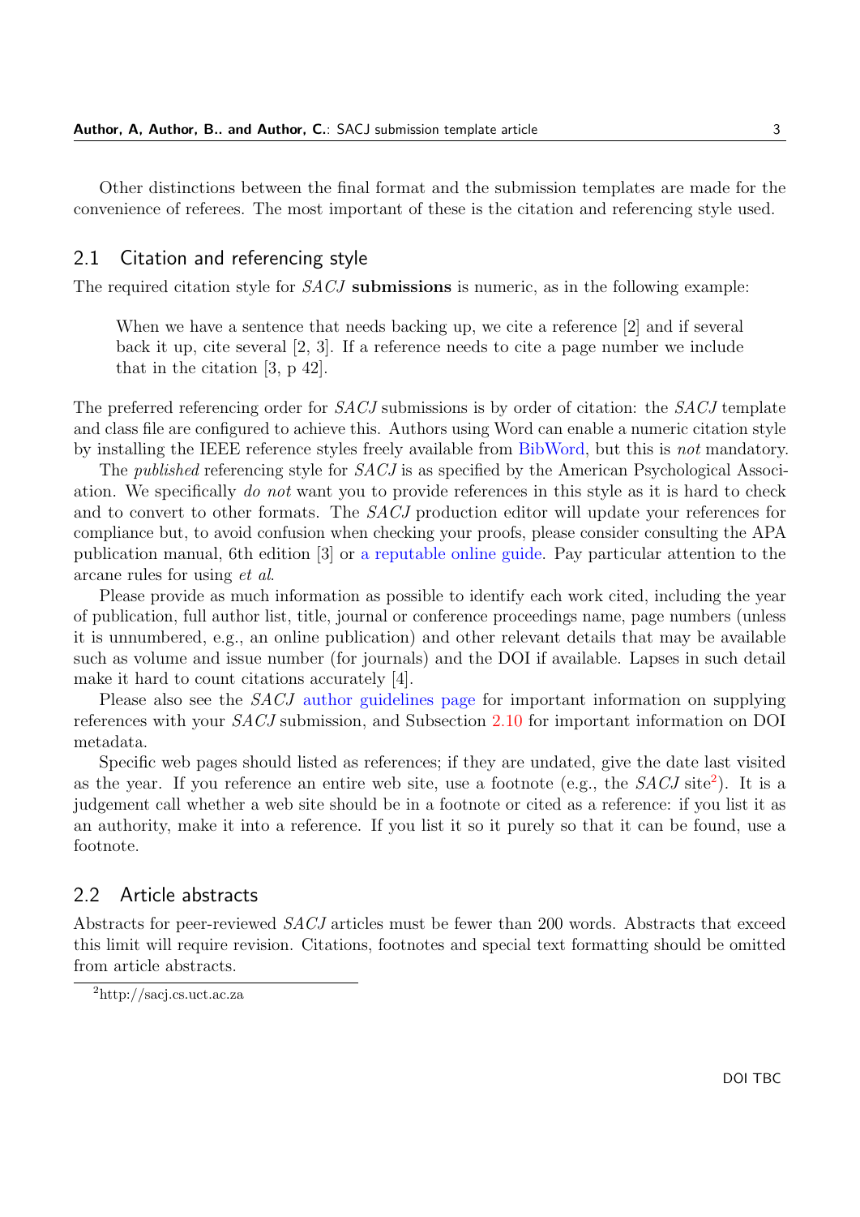Other distinctions between the final format and the submission templates are made for the convenience of referees. The most important of these is the citation and referencing style used.

## 2.1 Citation and referencing style

The required citation style for *SACJ* **submissions** is numeric, as in the following example:

> When we have a sentence that needs backing up, we cite a reference [2] and if several back it up, cite several [2, 3]. If a reference needs to cite a page number we include that in the citation [3, p 42].

The preferred referencing order for *SACJ* submissions is by order of citation: the *SACJ* template and class file are configured to achieve this. Authors using Word can enable a numeric citation style by installing the IEEE reference styles freely available from BibWord, but this is *not* mandatory.

The *published* referencing style for *SACJ* is as specified by the American Psychological Association. We specifically *do not* want you to provide references in this style as it is hard to check and to convert to other formats. The *SACJ* production editor will update your references for compliance but, to avoid confusion when checking your proofs, please consider consulting the APA publication manual, 6th edition [3] or a reputable online guide. Pay particular attention to the arcane rules for using *et al*.

Please provide as much information as possible to identify each work cited, including the year of publication, full author list, title, journal or conference proceedings name, page numbers (unless it is unnumbered, e.g., an online publication) and other relevant details that may be available such as volume and issue number (for journals) and the DOI if available. Lapses in such detail make it hard to count citations accurately [4].

Please also see the *SACJ* author guidelines page for important information on supplying references with your *SACJ* submission, and Subsection 2.10 for important information on DOI metadata.

Specific web pages should listed as references; if they are undated, give the date last visited as the year. If you reference an entire web site, use a footnote (e.g., the *SACJ* site[2]). It is a judgement call whether a web site should be in a footnote or cited as a reference: if you list it as an authority, make it into a reference. If you list it so it purely so that it can be found, use a footnote.

## 2.2 Article abstracts

Abstracts for peer-reviewed *SACJ* articles must be fewer than 200 words. Abstracts that exceed this limit will require revision. Citations, footnotes and special text formatting should be omitted from article abstracts.

[2] http://sacj.cs.uct.ac.za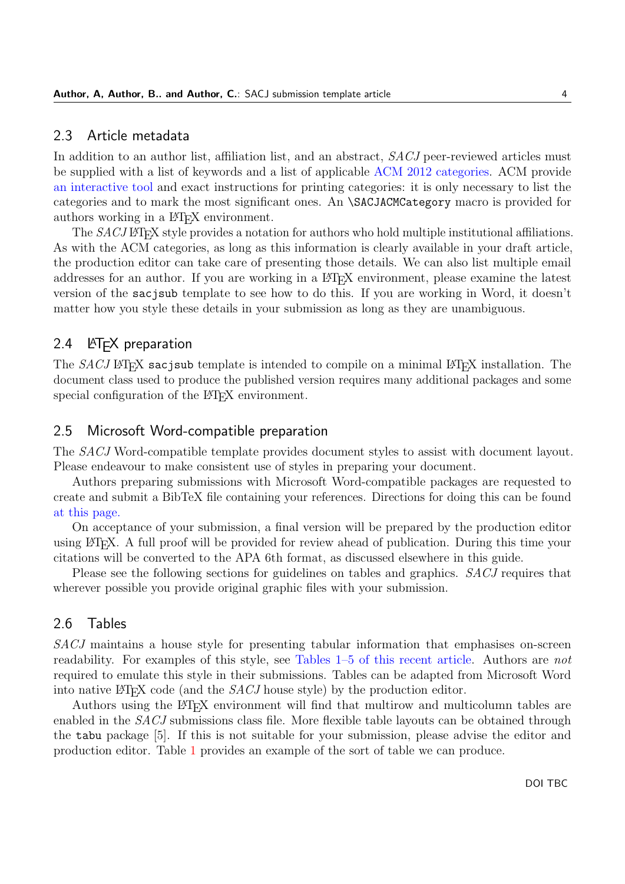## 2.3 Article metadata

In addition to an author list, affiliation list, and an abstract, *SACJ* peer-reviewed articles must be supplied with a list of keywords and a list of applicable ACM 2012 categories. ACM provide an interactive tool and exact instructions for printing categories: it is only necessary to list the categories and to mark the most significant ones. An `\SACJACMCategory` macro is provided for authors working in a LaTeX environment.

The *SACJ* LaTeX style provides a notation for authors who hold multiple institutional affiliations. As with the ACM categories, as long as this information is clearly available in your draft article, the production editor can take care of presenting those details. We can also list multiple email addresses for an author. If you are working in a LaTeX environment, please examine the latest version of the `sacjsub` template to see how to do this. If you are working in Word, it doesn't matter how you style these details in your submission as long as they are unambiguous.

## 2.4 LaTeX preparation

The *SACJ* LaTeX `sacjsub` template is intended to compile on a minimal LaTeX installation. The document class used to produce the published version requires many additional packages and some special configuration of the LaTeX environment.

## 2.5 Microsoft Word-compatible preparation

The *SACJ* Word-compatible template provides document styles to assist with document layout. Please endeavour to make consistent use of styles in preparing your document.

Authors preparing submissions with Microsoft Word-compatible packages are requested to create and submit a BibTeX file containing your references. Directions for doing this can be found at this page.

On acceptance of your submission, a final version will be prepared by the production editor using LaTeX. A full proof will be provided for review ahead of publication. During this time your citations will be converted to the APA 6th format, as discussed elsewhere in this guide.

Please see the following sections for guidelines on tables and graphics. *SACJ* requires that wherever possible you provide original graphic files with your submission.

## 2.6 Tables

*SACJ* maintains a house style for presenting tabular information that emphasises on-screen readability. For examples of this style, see Tables 1–5 of this recent article. Authors are *not* required to emulate this style in their submissions. Tables can be adapted from Microsoft Word into native LaTeX code (and the *SACJ* house style) by the production editor.

Authors using the LaTeX environment will find that multirow and multicolumn tables are enabled in the *SACJ* submissions class file. More flexible table layouts can be obtained through the `tabu` package [5]. If this is not suitable for your submission, please advise the editor and production editor. Table 1 provides an example of the sort of table we can produce.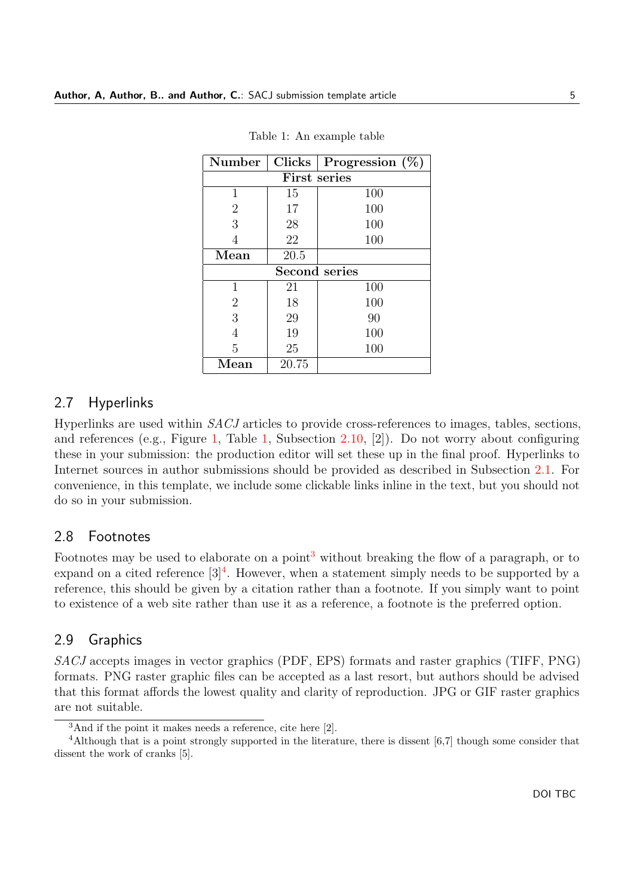Table 1: An example table

| Number | Clicks | Progression (%) |
|---|---|---|
| **First series** | | |
| 1 | 15 | 100 |
| 2 | 17 | 100 |
| 3 | 28 | 100 |
| 4 | 22 | 100 |
| **Mean** | 20.5 | |
| **Second series** | | |
| 1 | 21 | 100 |
| 2 | 18 | 100 |
| 3 | 29 | 90 |
| 4 | 19 | 100 |
| 5 | 25 | 100 |
| **Mean** | 20.75 | |

## 2.7 Hyperlinks

Hyperlinks are used within *SACJ* articles to provide cross-references to images, tables, sections, and references (e.g., Figure 1, Table 1, Subsection 2.10, [2]). Do not worry about configuring these in your submission: the production editor will set these up in the final proof. Hyperlinks to Internet sources in author submissions should be provided as described in Subsection 2.1. For convenience, in this template, we include some clickable links inline in the text, but you should not do so in your submission.

## 2.8 Footnotes

Footnotes may be used to elaborate on a point[3] without breaking the flow of a paragraph, or to expand on a cited reference [3][4]. However, when a statement simply needs to be supported by a reference, this should be given by a citation rather than a footnote. If you simply want to point to existence of a web site rather than use it as a reference, a footnote is the preferred option.

## 2.9 Graphics

*SACJ* accepts images in vector graphics (PDF, EPS) formats and raster graphics (TIFF, PNG) formats. PNG raster graphic files can be accepted as a last resort, but authors should be advised that this format affords the lowest quality and clarity of reproduction. JPG or GIF raster graphics are not suitable.

---

[3] And if the point it makes needs a reference, cite here [2].

[4] Although that is a point strongly supported in the literature, there is dissent [6,7] though some consider that dissent the work of cranks [5].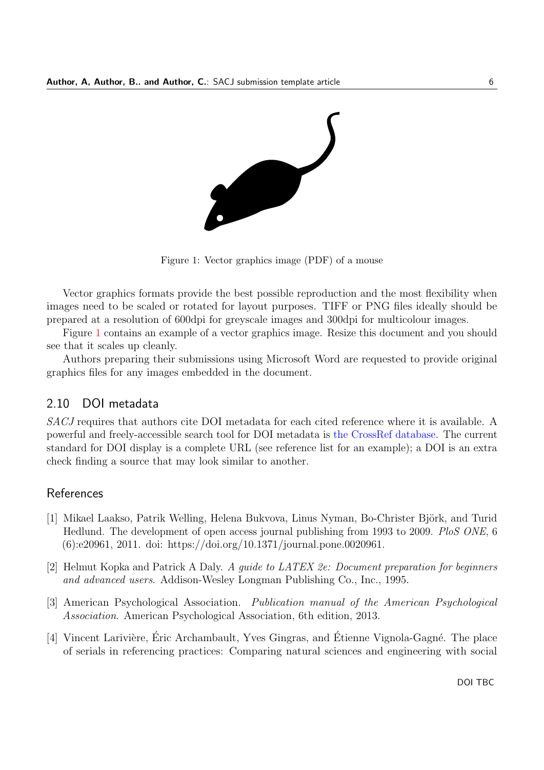Figure 1: Vector graphics image (PDF) of a mouse

Vector graphics formats provide the best possible reproduction and the most flexibility when images need to be scaled or rotated for layout purposes. TIFF or PNG files ideally should be prepared at a resolution of 600dpi for greyscale images and 300dpi for multicolour images.

Figure 1 contains an example of a vector graphics image. Resize this document and you should see that it scales up cleanly.

Authors preparing their submissions using Microsoft Word are requested to provide original graphics files for any images embedded in the document.

## 2.10 DOI metadata

*SACJ* requires that authors cite DOI metadata for each cited reference where it is available. A powerful and freely-accessible search tool for DOI metadata is the CrossRef database. The current standard for DOI display is a complete URL (see reference list for an example); a DOI is an extra check finding a source that may look similar to another.

## References

[1] Mikael Laakso, Patrik Welling, Helena Bukvova, Linus Nyman, Bo-Christer Björk, and Turid Hedlund. The development of open access journal publishing from 1993 to 2009. *PloS ONE*, 6 (6):e20961, 2011. doi: https://doi.org/10.1371/journal.pone.0020961.

[2] Helmut Kopka and Patrick A Daly. *A guide to LATEX 2e: Document preparation for beginners and advanced users*. Addison-Wesley Longman Publishing Co., Inc., 1995.

[3] American Psychological Association. *Publication manual of the American Psychological Association*. American Psychological Association, 6th edition, 2013.

[4] Vincent Larivière, Éric Archambault, Yves Gingras, and Étienne Vignola-Gagné. The place of serials in referencing practices: Comparing natural sciences and engineering with social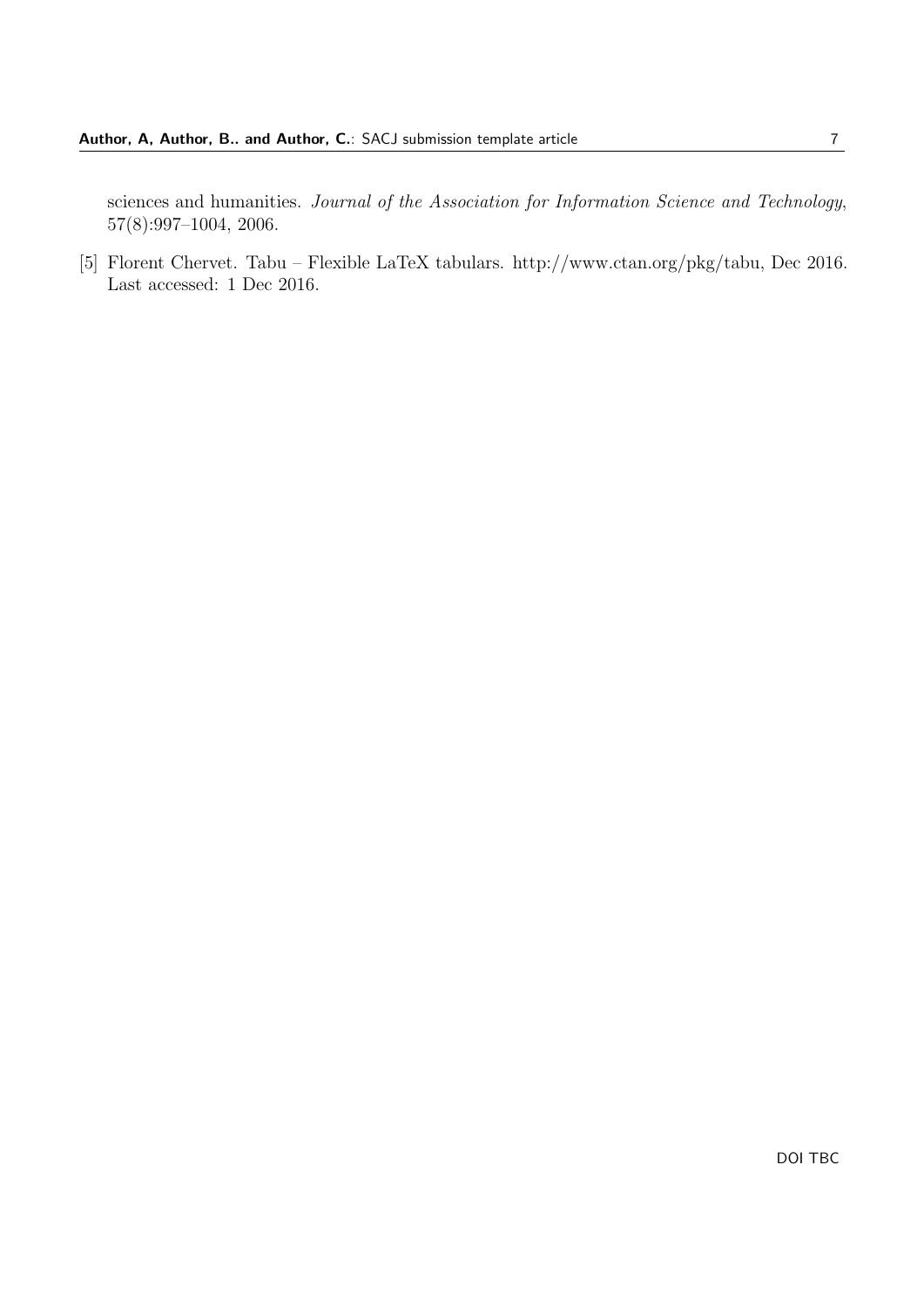sciences and humanities. *Journal of the Association for Information Science and Technology*, 57(8):997–1004, 2006.

[5] Florent Chervet. Tabu – Flexible LaTeX tabulars. http://www.ctan.org/pkg/tabu, Dec 2016. Last accessed: 1 Dec 2016.